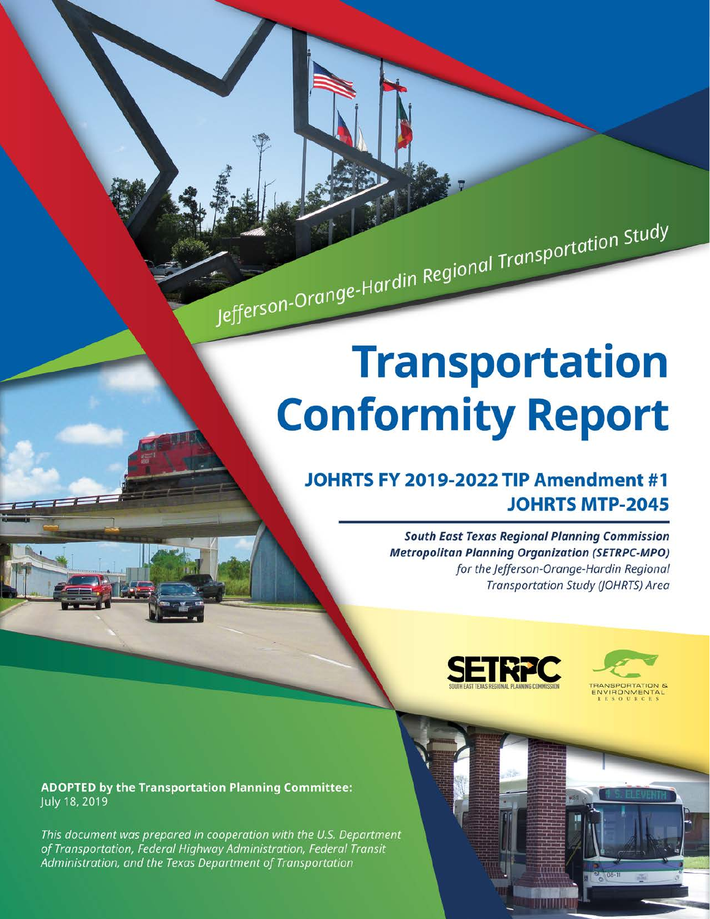Jefferson-Orange-Hardin Regional Transportation Study

# Transportation Conformity Report

## JOHRTS FY 2019-2022 TIP Amendment #1
## JOHRTS MTP-2045

***South East Texas Regional Planning Commission***
***Metropolitan Planning Organization (SETRPC-MPO)***
*for the Jefferson-Orange-Hardin Regional Transportation Study (JOHRTS) Area*

SETRPC
SOUTH EAST TEXAS REGIONAL PLANNING COMMISSION

TRANSPORTATION & ENVIRONMENTAL RESOURCES

**ADOPTED by the Transportation Planning Committee:**
July 18, 2019

*This document was prepared in cooperation with the U.S. Department of Transportation, Federal Highway Administration, Federal Transit Administration, and the Texas Department of Transportation*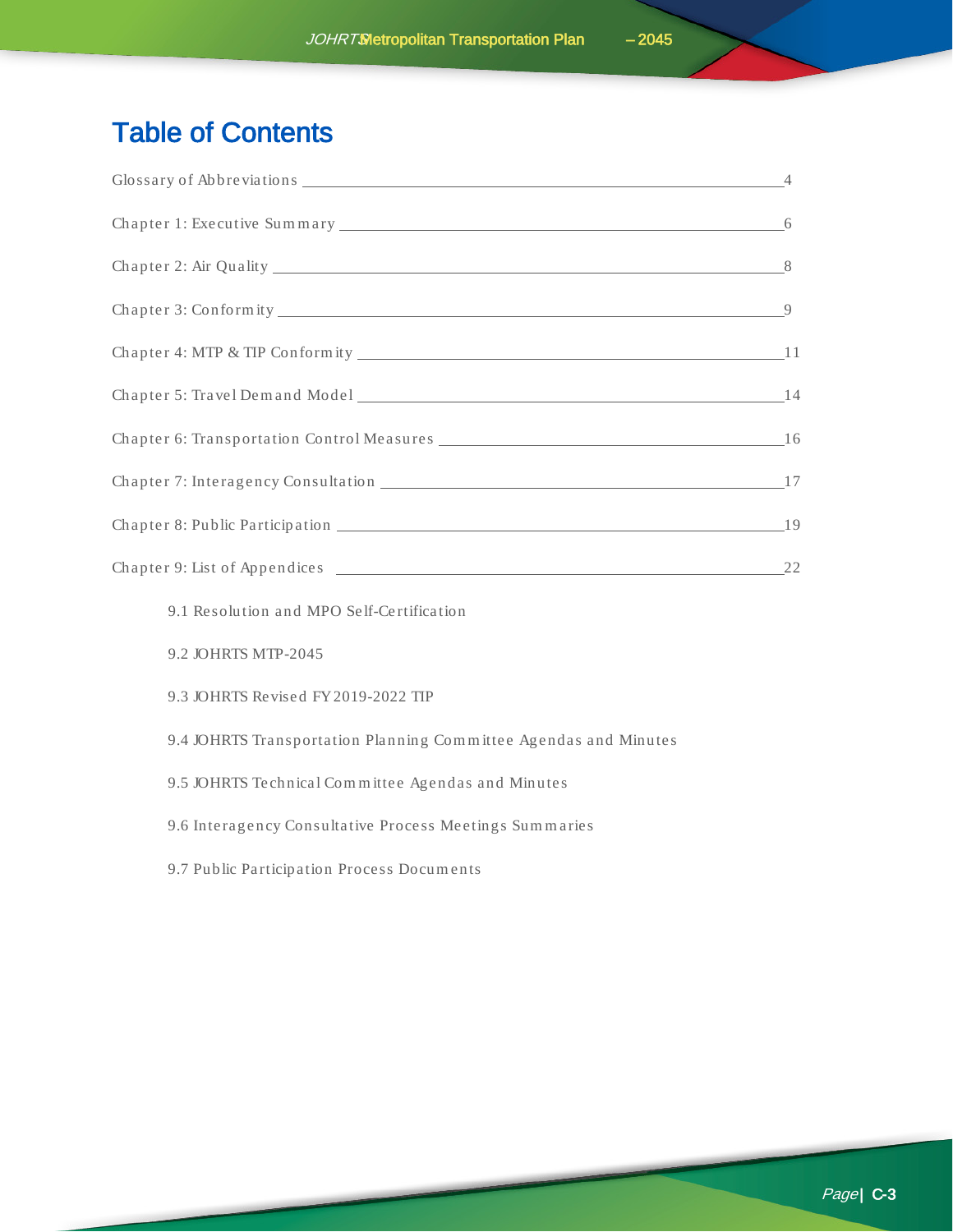# Table of Contents

Glossary of Abbreviations ........ 4

Chapter 1: Executive Summary ........ 6

Chapter 2: Air Quality ........ 8

Chapter 3: Conformity ........ 9

Chapter 4: MTP & TIP Conformity ........ 11

Chapter 5: Travel Demand Model ........ 14

Chapter 6: Transportation Control Measures ........ 16

Chapter 7: Interagency Consultation ........ 17

Chapter 8: Public Participation ........ 19

Chapter 9: List of Appendices ........ 22

- 9.1 Resolution and MPO Self-Certification
- 9.2 JOHRTS MTP-2045
- 9.3 JOHRTS Revised FY 2019-2022 TIP
- 9.4 JOHRTS Transportation Planning Committee Agendas and Minutes
- 9.5 JOHRTS Technical Committee Agendas and Minutes
- 9.6 Interagency Consultative Process Meetings Summaries
- 9.7 Public Participation Process Documents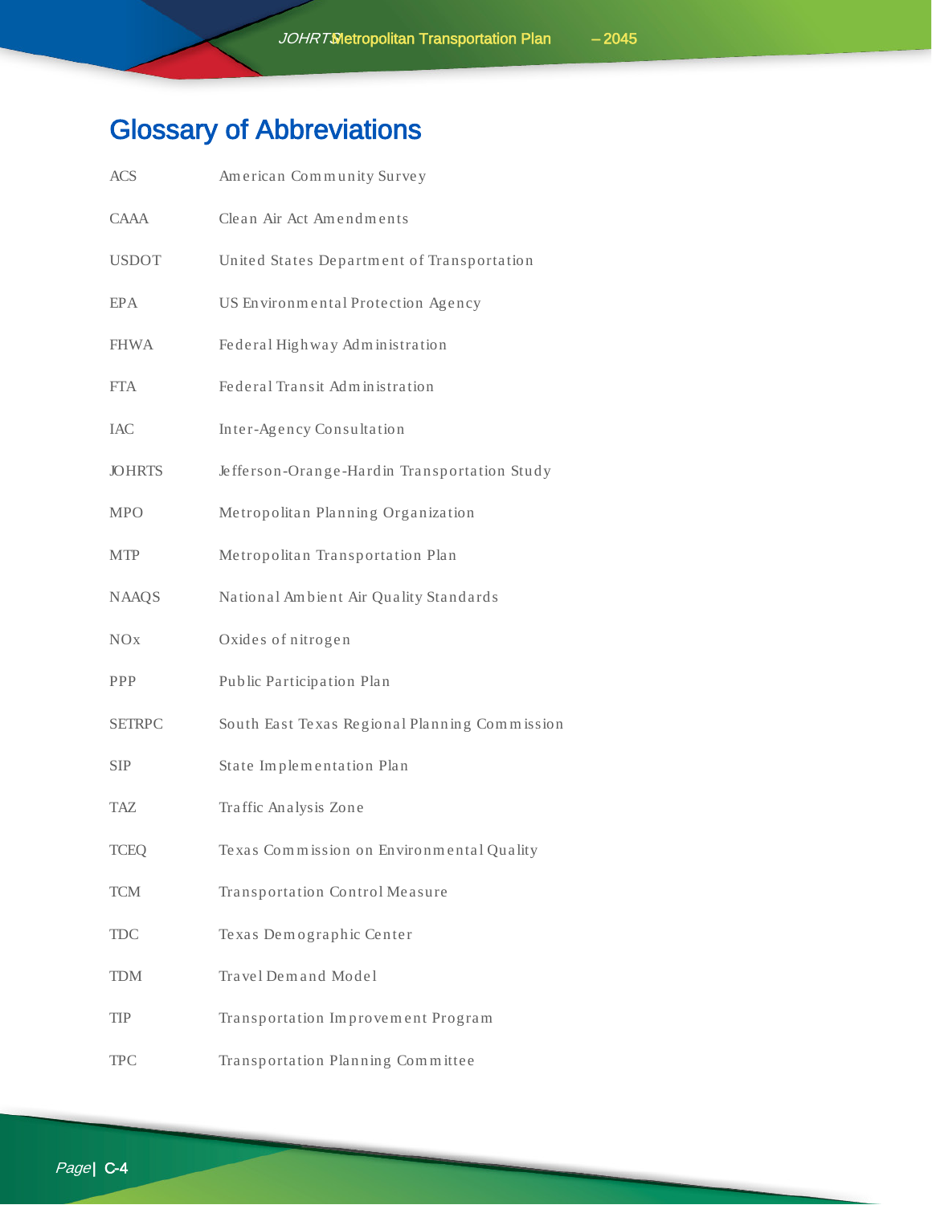# Glossary of Abbreviations

| | |
|---|---|
| ACS | American Community Survey |
| CAAA | Clean Air Act Amendments |
| USDOT | United States Department of Transportation |
| EPA | US Environmental Protection Agency |
| FHWA | Federal Highway Administration |
| FTA | Federal Transit Administration |
| IAC | Inter-Agency Consultation |
| JOHRTS | Jefferson-Orange-Hardin Transportation Study |
| MPO | Metropolitan Planning Organization |
| MTP | Metropolitan Transportation Plan |
| NAAQS | National Ambient Air Quality Standards |
| NOx | Oxides of nitrogen |
| PPP | Public Participation Plan |
| SETRPC | South East Texas Regional Planning Commission |
| SIP | State Implementation Plan |
| TAZ | Traffic Analysis Zone |
| TCEQ | Texas Commission on Environmental Quality |
| TCM | Transportation Control Measure |
| TDC | Texas Demographic Center |
| TDM | Travel Demand Model |
| TIP | Transportation Improvement Program |
| TPC | Transportation Planning Committee |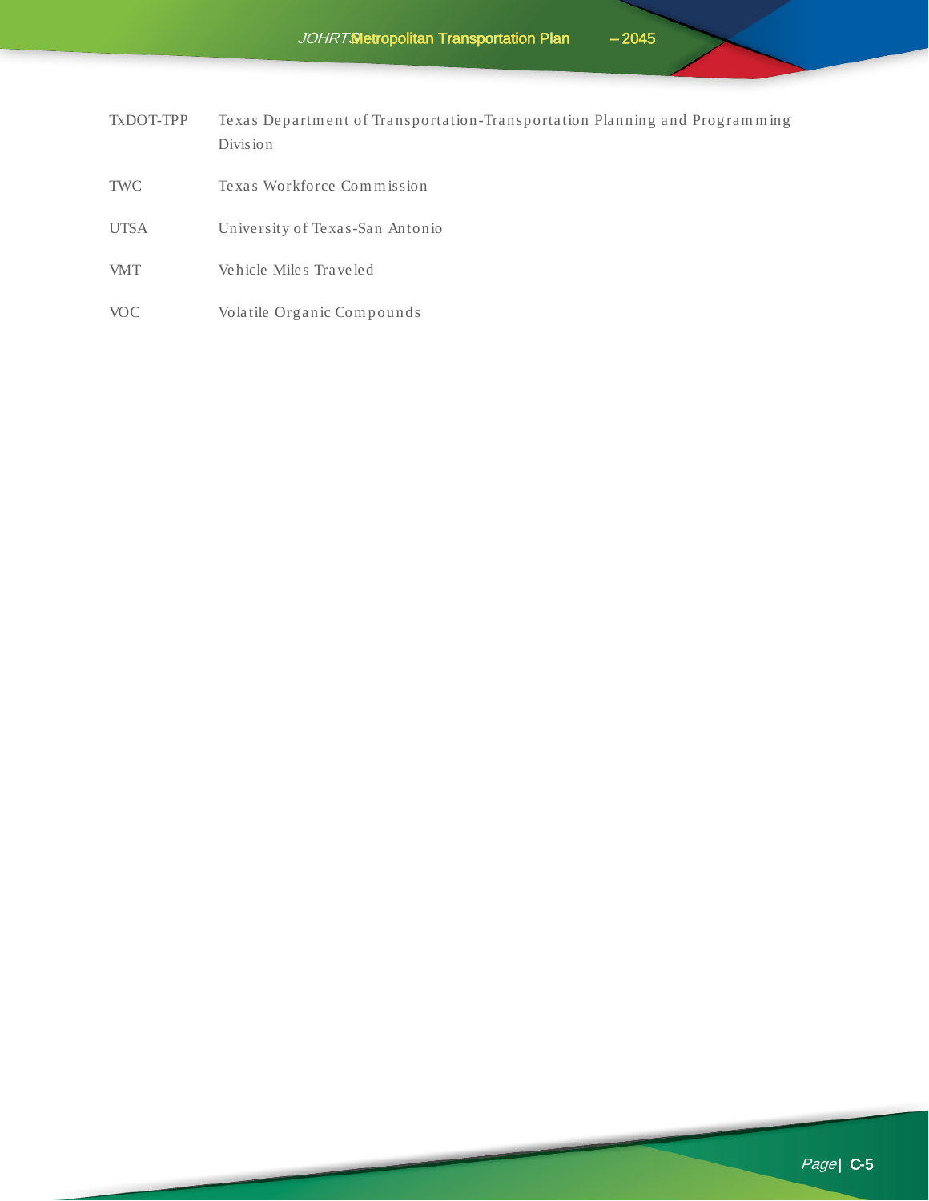| | |
|---|---|
| TxDOT-TPP | Texas Department of Transportation-Transportation Planning and Programming Division |
| TWC | Texas Workforce Commission |
| UTSA | University of Texas-San Antonio |
| VMT | Vehicle Miles Traveled |
| VOC | Volatile Organic Compounds |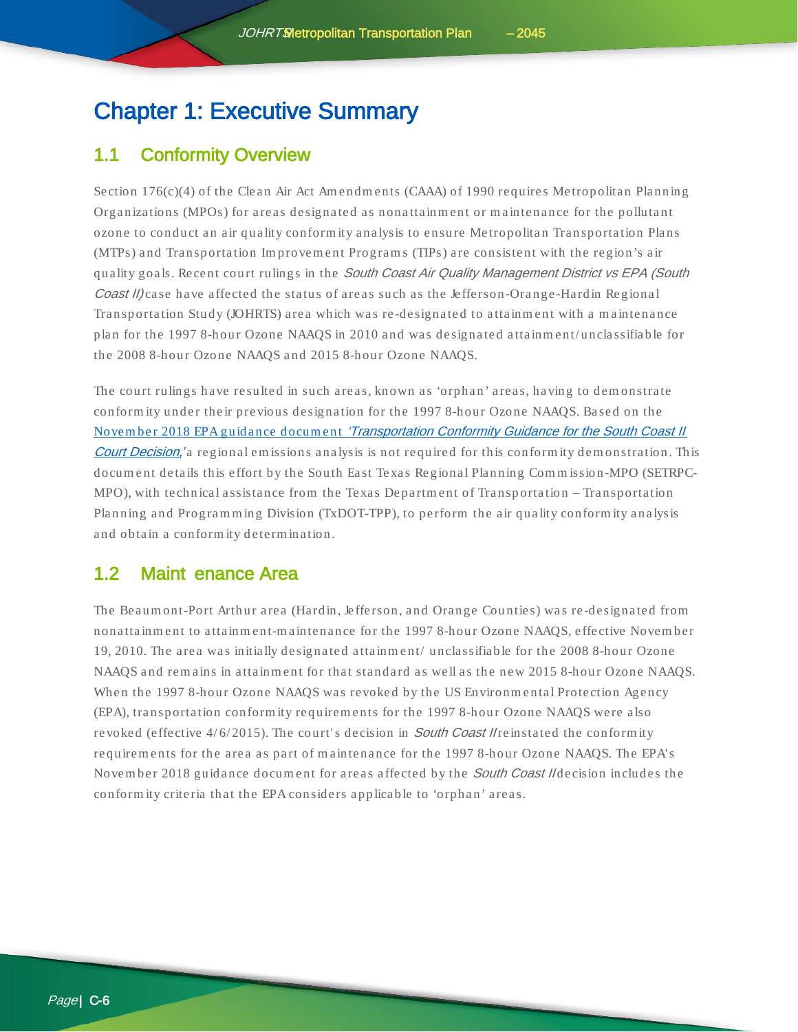# Chapter 1: Executive Summary

## 1.1 Conformity Overview

Section 176(c)(4) of the Clean Air Act Amendments (CAAA) of 1990 requires Metropolitan Planning Organizations (MPOs) for areas designated as nonattainment or maintenance for the pollutant ozone to conduct an air quality conformity analysis to ensure Metropolitan Transportation Plans (MTPs) and Transportation Improvement Programs (TIPs) are consistent with the region's air quality goals. Recent court rulings in the *South Coast Air Quality Management District vs EPA (South Coast II)* case have affected the status of areas such as the Jefferson-Orange-Hardin Regional Transportation Study (JOHRTS) area which was re-designated to attainment with a maintenance plan for the 1997 8-hour Ozone NAAQS in 2010 and was designated attainment/unclassifiable for the 2008 8-hour Ozone NAAQS and 2015 8-hour Ozone NAAQS.

The court rulings have resulted in such areas, known as 'orphan' areas, having to demonstrate conformity under their previous designation for the 1997 8-hour Ozone NAAQS. Based on the November 2018 EPA guidance document *'Transportation Conformity Guidance for the South Coast II Court Decision,'* a regional emissions analysis is not required for this conformity demonstration. This document details this effort by the South East Texas Regional Planning Commission-MPO (SETRPC-MPO), with technical assistance from the Texas Department of Transportation – Transportation Planning and Programming Division (TxDOT-TPP), to perform the air quality conformity analysis and obtain a conformity determination.

## 1.2 Maintenance Area

The Beaumont-Port Arthur area (Hardin, Jefferson, and Orange Counties) was re-designated from nonattainment to attainment-maintenance for the 1997 8-hour Ozone NAAQS, effective November 19, 2010. The area was initially designated attainment/ unclassifiable for the 2008 8-hour Ozone NAAQS and remains in attainment for that standard as well as the new 2015 8-hour Ozone NAAQS. When the 1997 8-hour Ozone NAAQS was revoked by the US Environmental Protection Agency (EPA), transportation conformity requirements for the 1997 8-hour Ozone NAAQS were also revoked (effective 4/6/2015). The court's decision in *South Coast II* reinstated the conformity requirements for the area as part of maintenance for the 1997 8-hour Ozone NAAQS. The EPA's November 2018 guidance document for areas affected by the *South Coast II* decision includes the conformity criteria that the EPA considers applicable to 'orphan' areas.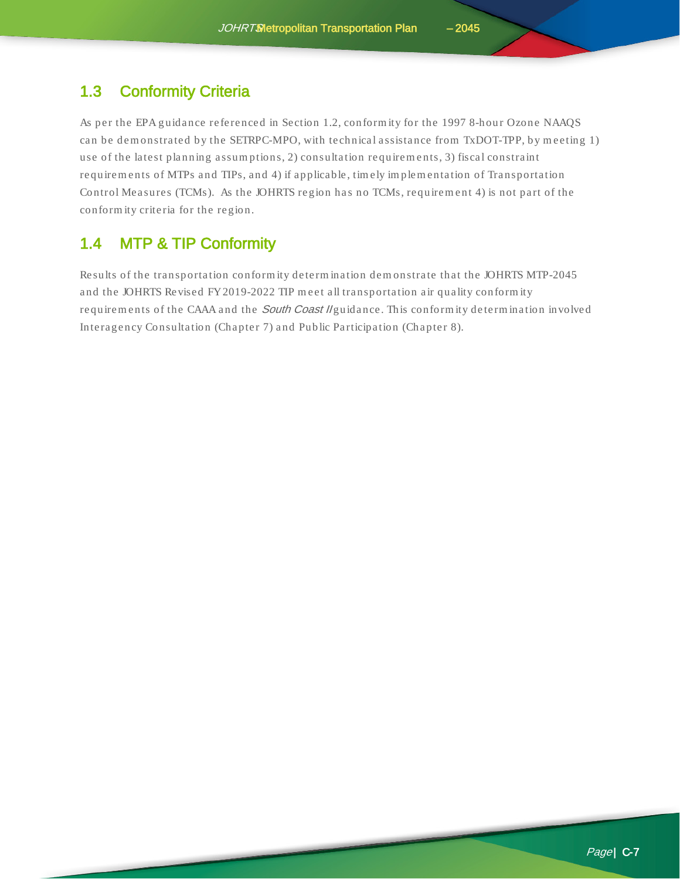## 1.3 Conformity Criteria

As per the EPA guidance referenced in Section 1.2, conformity for the 1997 8-hour Ozone NAAQS can be demonstrated by the SETRPC-MPO, with technical assistance from TxDOT-TPP, by meeting 1) use of the latest planning assumptions, 2) consultation requirements, 3) fiscal constraint requirements of MTPs and TIPs, and 4) if applicable, timely implementation of Transportation Control Measures (TCMs). As the JOHRTS region has no TCMs, requirement 4) is not part of the conformity criteria for the region.

## 1.4 MTP & TIP Conformity

Results of the transportation conformity determination demonstrate that the JOHRTS MTP-2045 and the JOHRTS Revised FY 2019-2022 TIP meet all transportation air quality conformity requirements of the CAAA and the *South Coast II* guidance. This conformity determination involved Interagency Consultation (Chapter 7) and Public Participation (Chapter 8).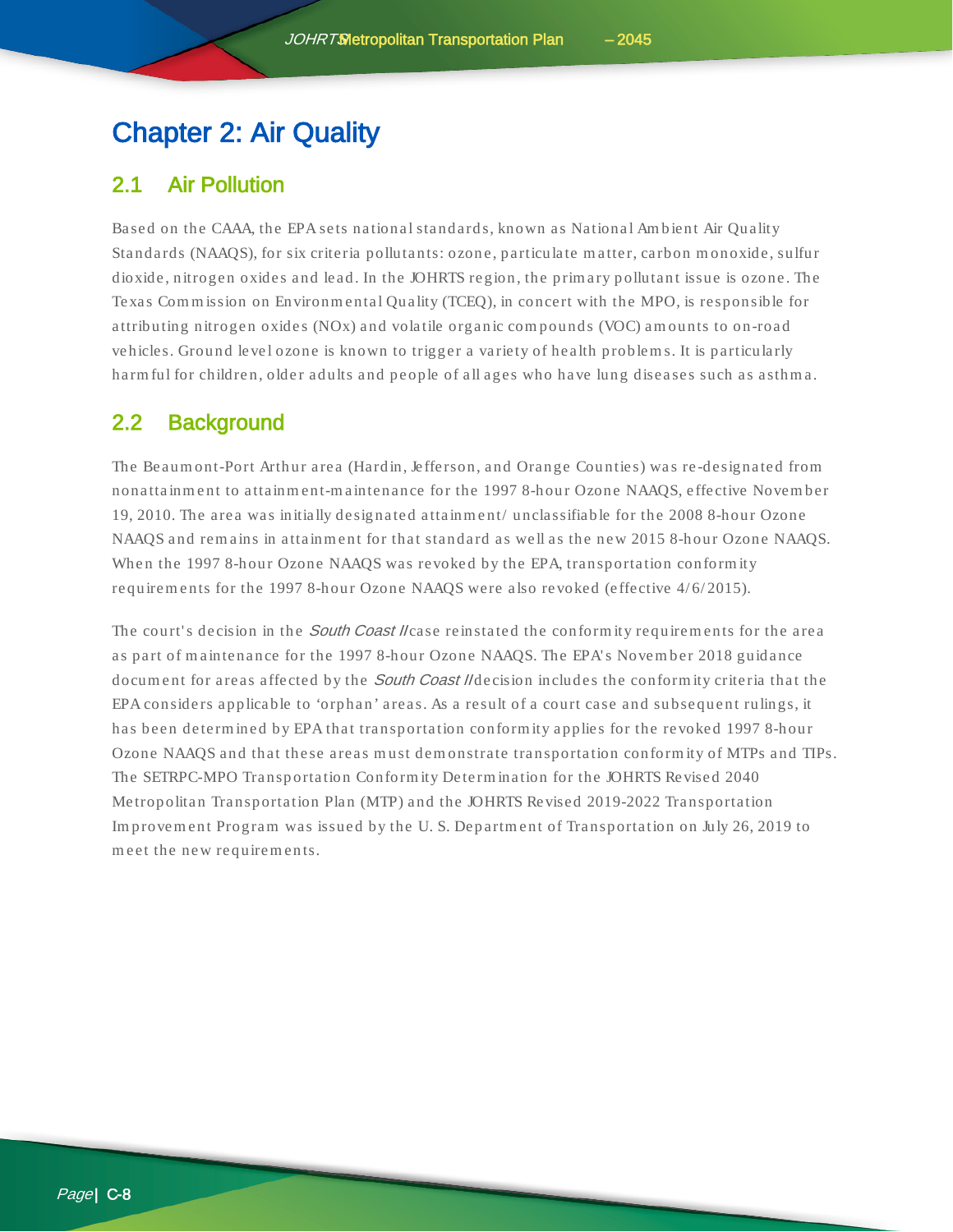# Chapter 2: Air Quality

## 2.1 Air Pollution

Based on the CAAA, the EPA sets national standards, known as National Ambient Air Quality Standards (NAAQS), for six criteria pollutants: ozone, particulate matter, carbon monoxide, sulfur dioxide, nitrogen oxides and lead. In the JOHRTS region, the primary pollutant issue is ozone. The Texas Commission on Environmental Quality (TCEQ), in concert with the MPO, is responsible for attributing nitrogen oxides (NOx) and volatile organic compounds (VOC) amounts to on-road vehicles. Ground level ozone is known to trigger a variety of health problems. It is particularly harmful for children, older adults and people of all ages who have lung diseases such as asthma.

## 2.2 Background

The Beaumont-Port Arthur area (Hardin, Jefferson, and Orange Counties) was re-designated from nonattainment to attainment-maintenance for the 1997 8-hour Ozone NAAQS, effective November 19, 2010. The area was initially designated attainment/ unclassifiable for the 2008 8-hour Ozone NAAQS and remains in attainment for that standard as well as the new 2015 8-hour Ozone NAAQS. When the 1997 8-hour Ozone NAAQS was revoked by the EPA, transportation conformity requirements for the 1997 8-hour Ozone NAAQS were also revoked (effective 4/6/2015).

The court's decision in the *South Coast II* case reinstated the conformity requirements for the area as part of maintenance for the 1997 8-hour Ozone NAAQS. The EPA's November 2018 guidance document for areas affected by the *South Coast II* decision includes the conformity criteria that the EPA considers applicable to 'orphan' areas. As a result of a court case and subsequent rulings, it has been determined by EPA that transportation conformity applies for the revoked 1997 8-hour Ozone NAAQS and that these areas must demonstrate transportation conformity of MTPs and TIPs. The SETRPC-MPO Transportation Conformity Determination for the JOHRTS Revised 2040 Metropolitan Transportation Plan (MTP) and the JOHRTS Revised 2019-2022 Transportation Improvement Program was issued by the U. S. Department of Transportation on July 26, 2019 to meet the new requirements.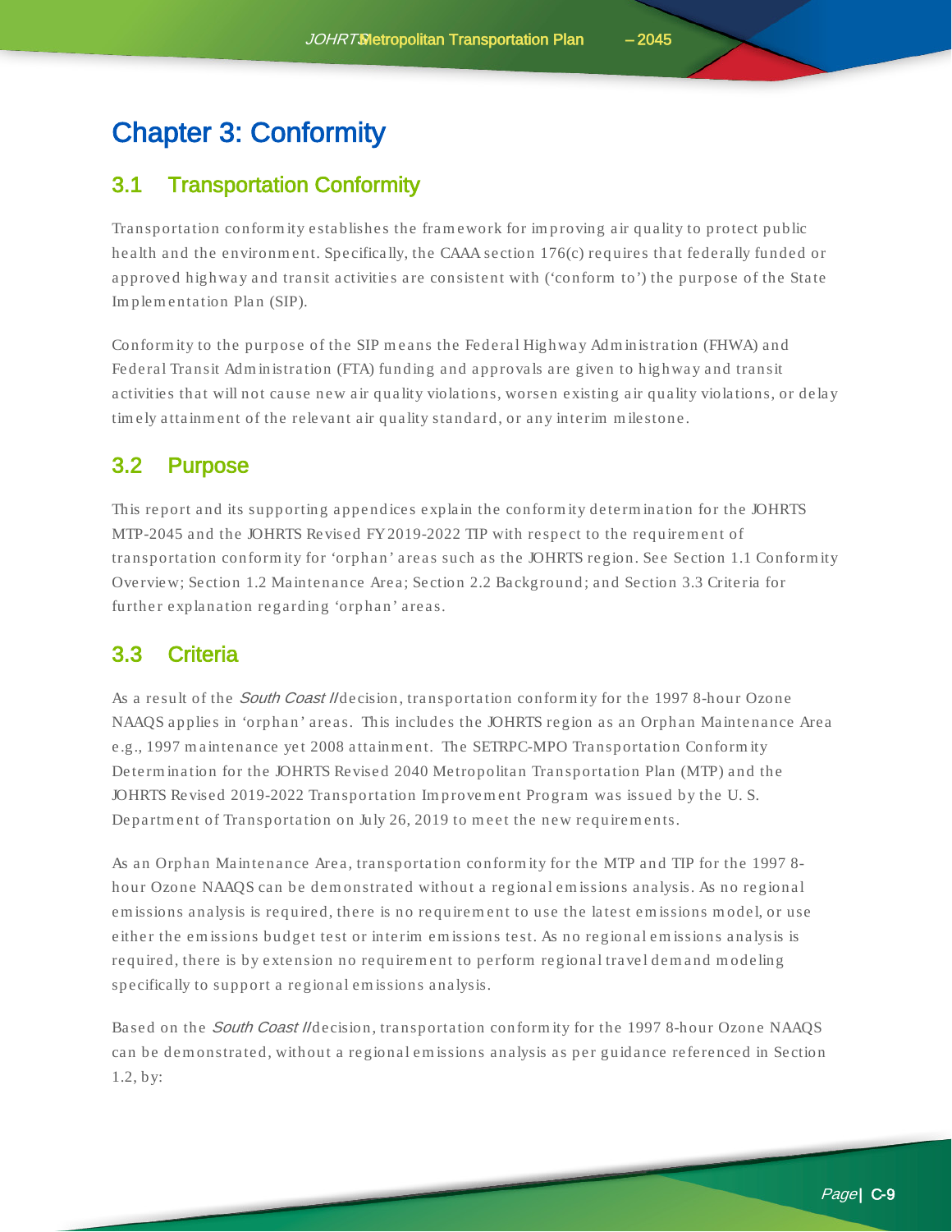# Chapter 3: Conformity

## 3.1 Transportation Conformity

Transportation conformity establishes the framework for improving air quality to protect public health and the environment. Specifically, the CAAA section 176(c) requires that federally funded or approved highway and transit activities are consistent with ('conform to') the purpose of the State Implementation Plan (SIP).

Conformity to the purpose of the SIP means the Federal Highway Administration (FHWA) and Federal Transit Administration (FTA) funding and approvals are given to highway and transit activities that will not cause new air quality violations, worsen existing air quality violations, or delay timely attainment of the relevant air quality standard, or any interim milestone.

## 3.2 Purpose

This report and its supporting appendices explain the conformity determination for the JOHRTS MTP-2045 and the JOHRTS Revised FY2019-2022 TIP with respect to the requirement of transportation conformity for 'orphan' areas such as the JOHRTS region. See Section 1.1 Conformity Overview; Section 1.2 Maintenance Area; Section 2.2 Background; and Section 3.3 Criteria for further explanation regarding 'orphan' areas.

## 3.3 Criteria

As a result of the *South Coast II* decision, transportation conformity for the 1997 8-hour Ozone NAAQS applies in 'orphan' areas. This includes the JOHRTS region as an Orphan Maintenance Area e.g., 1997 maintenance yet 2008 attainment. The SETRPC-MPO Transportation Conformity Determination for the JOHRTS Revised 2040 Metropolitan Transportation Plan (MTP) and the JOHRTS Revised 2019-2022 Transportation Improvement Program was issued by the U. S. Department of Transportation on July 26, 2019 to meet the new requirements.

As an Orphan Maintenance Area, transportation conformity for the MTP and TIP for the 1997 8-hour Ozone NAAQS can be demonstrated without a regional emissions analysis. As no regional emissions analysis is required, there is no requirement to use the latest emissions model, or use either the emissions budget test or interim emissions test. As no regional emissions analysis is required, there is by extension no requirement to perform regional travel demand modeling specifically to support a regional emissions analysis.

Based on the *South Coast II* decision, transportation conformity for the 1997 8-hour Ozone NAAQS can be demonstrated, without a regional emissions analysis as per guidance referenced in Section 1.2, by: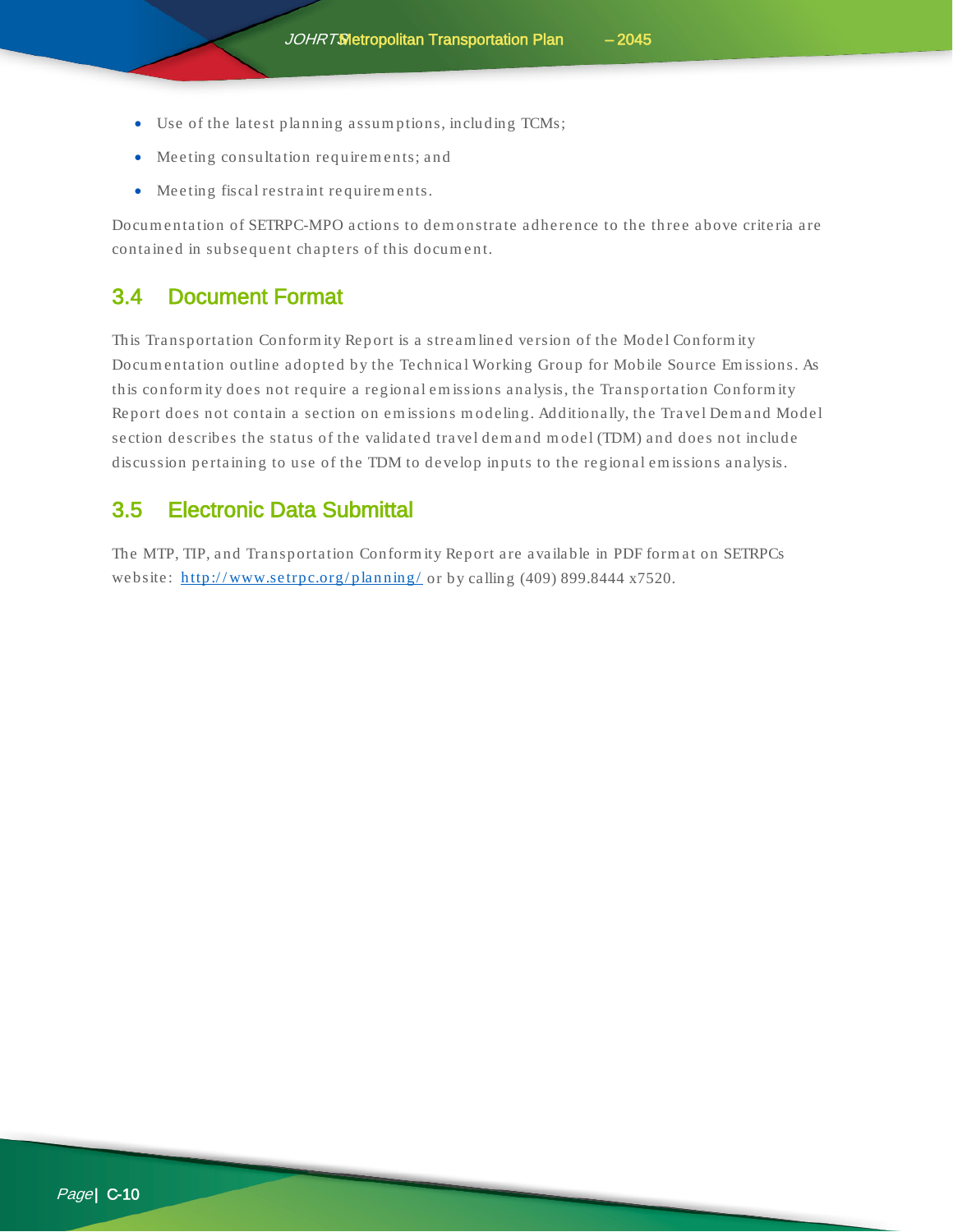- Use of the latest planning assumptions, including TCMs;
- Meeting consultation requirements; and
- Meeting fiscal restraint requirements.

Documentation of SETRPC-MPO actions to demonstrate adherence to the three above criteria are contained in subsequent chapters of this document.

## 3.4 Document Format

This Transportation Conformity Report is a streamlined version of the Model Conformity Documentation outline adopted by the Technical Working Group for Mobile Source Emissions. As this conformity does not require a regional emissions analysis, the Transportation Conformity Report does not contain a section on emissions modeling. Additionally, the Travel Demand Model section describes the status of the validated travel demand model (TDM) and does not include discussion pertaining to use of the TDM to develop inputs to the regional emissions analysis.

## 3.5 Electronic Data Submittal

The MTP, TIP, and Transportation Conformity Report are available in PDF format on SETRPCs website: [http://www.setrpc.org/planning/](http://www.setrpc.org/planning/) or by calling (409) 899.8444 x7520.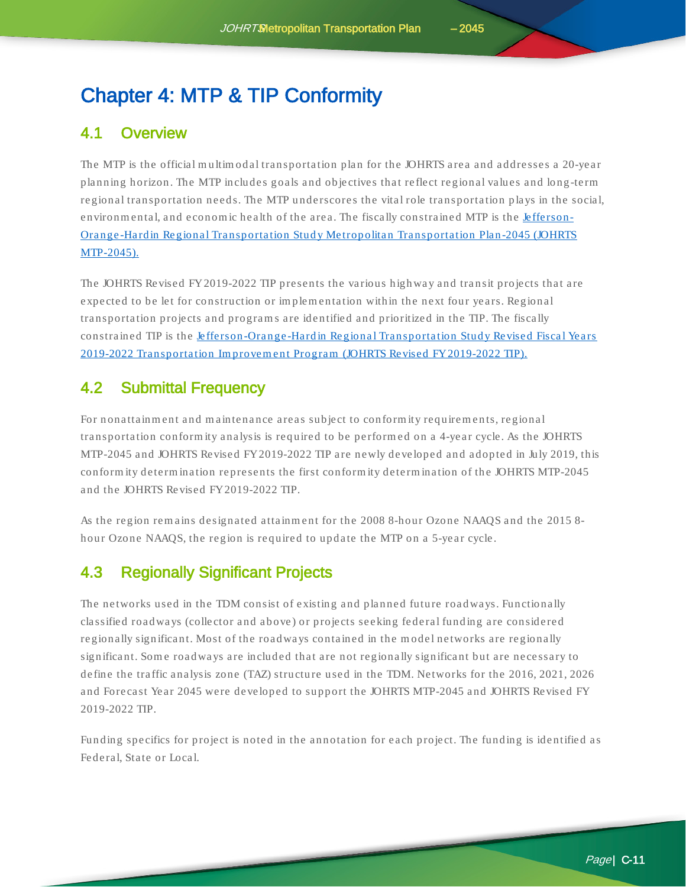# Chapter 4: MTP & TIP Conformity

## 4.1 Overview

The MTP is the official multimodal transportation plan for the JOHRTS area and addresses a 20-year planning horizon. The MTP includes goals and objectives that reflect regional values and long-term regional transportation needs. The MTP underscores the vital role transportation plays in the social, environmental, and economic health of the area. The fiscally constrained MTP is the Jefferson-Orange-Hardin Regional Transportation Study Metropolitan Transportation Plan-2045 (JOHRTS MTP-2045).

The JOHRTS Revised FY 2019-2022 TIP presents the various highway and transit projects that are expected to be let for construction or implementation within the next four years. Regional transportation projects and programs are identified and prioritized in the TIP. The fiscally constrained TIP is the Jefferson-Orange-Hardin Regional Transportation Study Revised Fiscal Years 2019-2022 Transportation Improvement Program (JOHRTS Revised FY 2019-2022 TIP).

## 4.2 Submittal Frequency

For nonattainment and maintenance areas subject to conformity requirements, regional transportation conformity analysis is required to be performed on a 4-year cycle. As the JOHRTS MTP-2045 and JOHRTS Revised FY 2019-2022 TIP are newly developed and adopted in July 2019, this conformity determination represents the first conformity determination of the JOHRTS MTP-2045 and the JOHRTS Revised FY 2019-2022 TIP.

As the region remains designated attainment for the 2008 8-hour Ozone NAAQS and the 2015 8-hour Ozone NAAQS, the region is required to update the MTP on a 5-year cycle.

## 4.3 Regionally Significant Projects

The networks used in the TDM consist of existing and planned future roadways. Functionally classified roadways (collector and above) or projects seeking federal funding are considered regionally significant. Most of the roadways contained in the model networks are regionally significant. Some roadways are included that are not regionally significant but are necessary to define the traffic analysis zone (TAZ) structure used in the TDM. Networks for the 2016, 2021, 2026 and Forecast Year 2045 were developed to support the JOHRTS MTP-2045 and JOHRTS Revised FY 2019-2022 TIP.

Funding specifics for project is noted in the annotation for each project. The funding is identified as Federal, State or Local.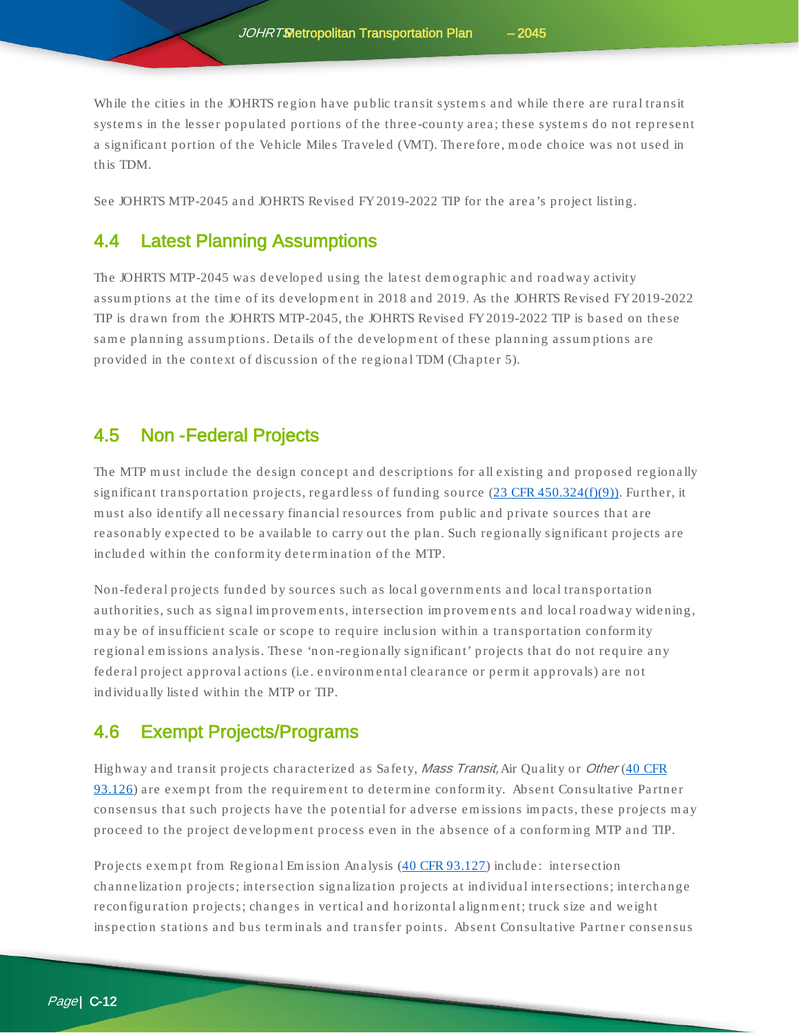While the cities in the JOHRTS region have public transit systems and while there are rural transit systems in the lesser populated portions of the three-county area; these systems do not represent a significant portion of the Vehicle Miles Traveled (VMT). Therefore, mode choice was not used in this TDM.

See JOHRTS MTP-2045 and JOHRTS Revised FY 2019-2022 TIP for the area's project listing.

## 4.4 Latest Planning Assumptions

The JOHRTS MTP-2045 was developed using the latest demographic and roadway activity assumptions at the time of its development in 2018 and 2019. As the JOHRTS Revised FY 2019-2022 TIP is drawn from the JOHRTS MTP-2045, the JOHRTS Revised FY 2019-2022 TIP is based on these same planning assumptions. Details of the development of these planning assumptions are provided in the context of discussion of the regional TDM (Chapter 5).

## 4.5 Non-Federal Projects

The MTP must include the design concept and descriptions for all existing and proposed regionally significant transportation projects, regardless of funding source ([23 CFR 450.324(f)(9)]). Further, it must also identify all necessary financial resources from public and private sources that are reasonably expected to be available to carry out the plan. Such regionally significant projects are included within the conformity determination of the MTP.

Non-federal projects funded by sources such as local governments and local transportation authorities, such as signal improvements, intersection improvements and local roadway widening, may be of insufficient scale or scope to require inclusion within a transportation conformity regional emissions analysis. These 'non-regionally significant' projects that do not require any federal project approval actions (i.e. environmental clearance or permit approvals) are not individually listed within the MTP or TIP.

## 4.6 Exempt Projects/Programs

Highway and transit projects characterized as Safety, *Mass Transit,* Air Quality or *Other* ([40 CFR 93.126]) are exempt from the requirement to determine conformity. Absent Consultative Partner consensus that such projects have the potential for adverse emissions impacts, these projects may proceed to the project development process even in the absence of a conforming MTP and TIP.

Projects exempt from Regional Emission Analysis ([40 CFR 93.127]) include: intersection channelization projects; intersection signalization projects at individual intersections; interchange reconfiguration projects; changes in vertical and horizontal alignment; truck size and weight inspection stations and bus terminals and transfer points. Absent Consultative Partner consensus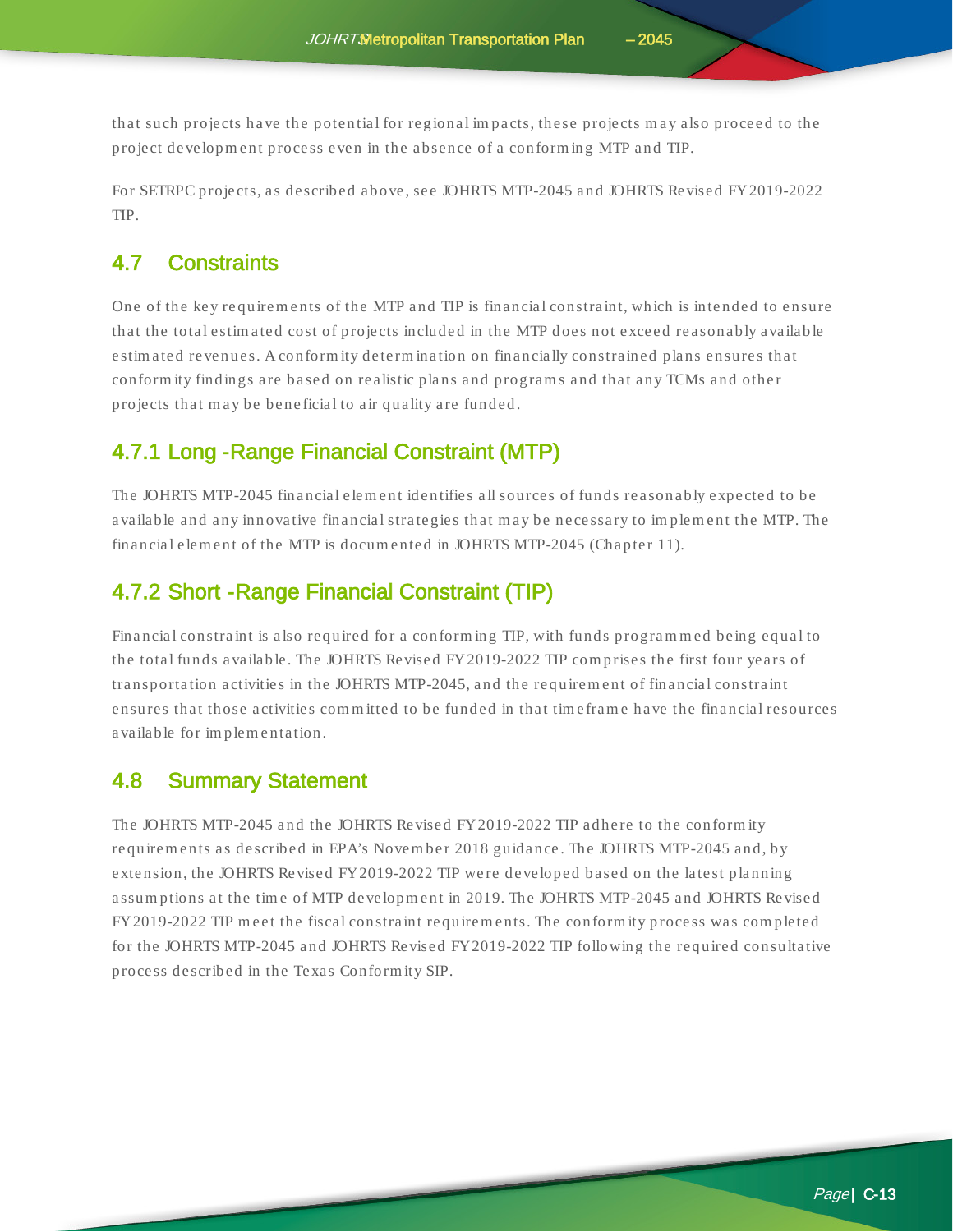that such projects have the potential for regional impacts, these projects may also proceed to the project development process even in the absence of a conforming MTP and TIP.

For SETRPC projects, as described above, see JOHRTS MTP-2045 and JOHRTS Revised FY2019-2022 TIP.

## 4.7 Constraints

One of the key requirements of the MTP and TIP is financial constraint, which is intended to ensure that the total estimated cost of projects included in the MTP does not exceed reasonably available estimated revenues. A conformity determination on financially constrained plans ensures that conformity findings are based on realistic plans and programs and that any TCMs and other projects that may be beneficial to air quality are funded.

### 4.7.1 Long-Range Financial Constraint (MTP)

The JOHRTS MTP-2045 financial element identifies all sources of funds reasonably expected to be available and any innovative financial strategies that may be necessary to implement the MTP. The financial element of the MTP is documented in JOHRTS MTP-2045 (Chapter 11).

### 4.7.2 Short-Range Financial Constraint (TIP)

Financial constraint is also required for a conforming TIP, with funds programmed being equal to the total funds available. The JOHRTS Revised FY2019-2022 TIP comprises the first four years of transportation activities in the JOHRTS MTP-2045, and the requirement of financial constraint ensures that those activities committed to be funded in that timeframe have the financial resources available for implementation.

## 4.8 Summary Statement

The JOHRTS MTP-2045 and the JOHRTS Revised FY2019-2022 TIP adhere to the conformity requirements as described in EPA's November 2018 guidance. The JOHRTS MTP-2045 and, by extension, the JOHRTS Revised FY2019-2022 TIP were developed based on the latest planning assumptions at the time of MTP development in 2019. The JOHRTS MTP-2045 and JOHRTS Revised FY2019-2022 TIP meet the fiscal constraint requirements. The conformity process was completed for the JOHRTS MTP-2045 and JOHRTS Revised FY2019-2022 TIP following the required consultative process described in the Texas Conformity SIP.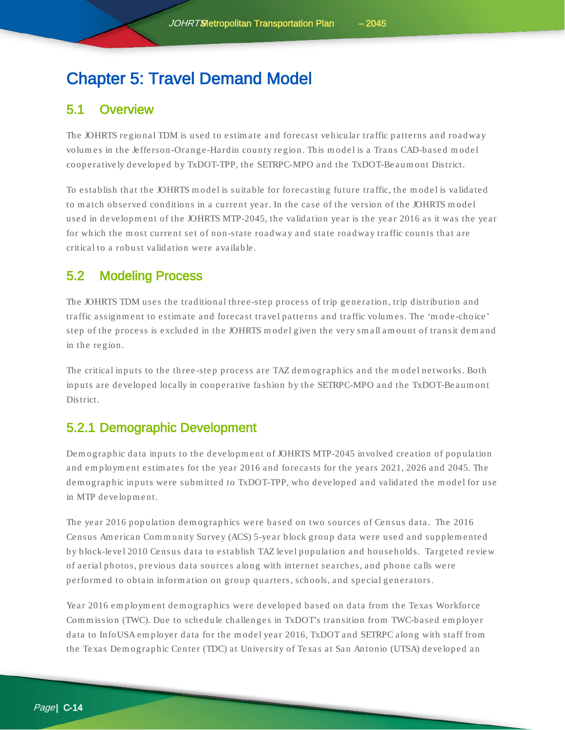# Chapter 5: Travel Demand Model

## 5.1 Overview

The JOHRTS regional TDM is used to estimate and forecast vehicular traffic patterns and roadway volumes in the Jefferson-Orange-Hardin county region. This model is a TransCAD-based model cooperatively developed by TxDOT-TPP, the SETRPC-MPO and the TxDOT-Beaumont District.

To establish that the JOHRTS model is suitable for forecasting future traffic, the model is validated to match observed conditions in a current year. In the case of the version of the JOHRTS model used in development of the JOHRTS MTP-2045, the validation year is the year 2016 as it was the year for which the most current set of non-state roadway and state roadway traffic counts that are critical to a robust validation were available.

## 5.2 Modeling Process

The JOHRTS TDM uses the traditional three-step process of trip generation, trip distribution and traffic assignment to estimate and forecast travel patterns and traffic volumes. The 'mode-choice' step of the process is excluded in the JOHRTS model given the very small amount of transit demand in the region.

The critical inputs to the three-step process are TAZ demographics and the model networks. Both inputs are developed locally in cooperative fashion by the SETRPC-MPO and the TxDOT-Beaumont District.

### 5.2.1 Demographic Development

Demographic data inputs to the development of JOHRTS MTP-2045 involved creation of population and employment estimates for the year 2016 and forecasts for the years 2021, 2026 and 2045. The demographic inputs were submitted to TxDOT-TPP, who developed and validated the model for use in MTP development.

The year 2016 population demographics were based on two sources of Census data. The 2016 Census American Community Survey (ACS) 5-year block group data were used and supplemented by block-level 2010 Census data to establish TAZ level population and households. Targeted review of aerial photos, previous data sources along with internet searches, and phone calls were performed to obtain information on group quarters, schools, and special generators.

Year 2016 employment demographics were developed based on data from the Texas Workforce Commission (TWC). Due to schedule challenges in TxDOT's transition from TWC-based employer data to InfoUSA employer data for the model year 2016, TxDOT and SETRPC along with staff from the Texas Demographic Center (TDC) at University of Texas at San Antonio (UTSA) developed an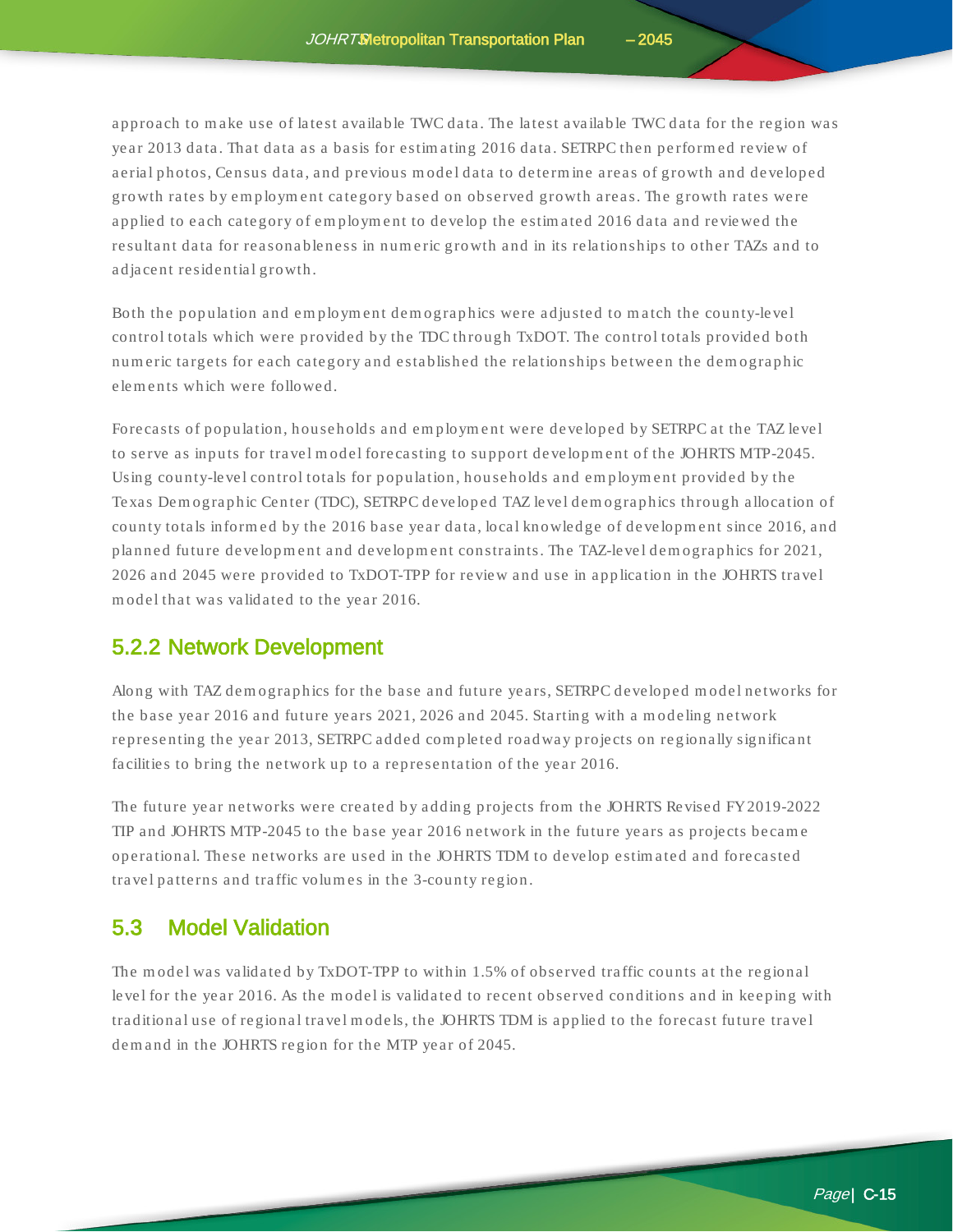approach to make use of latest available TWC data. The latest available TWC data for the region was year 2013 data. That data as a basis for estimating 2016 data. SETRPC then performed review of aerial photos, Census data, and previous model data to determine areas of growth and developed growth rates by employment category based on observed growth areas. The growth rates were applied to each category of employment to develop the estimated 2016 data and reviewed the resultant data for reasonableness in numeric growth and in its relationships to other TAZs and to adjacent residential growth.

Both the population and employment demographics were adjusted to match the county-level control totals which were provided by the TDC through TxDOT. The control totals provided both numeric targets for each category and established the relationships between the demographic elements which were followed.

Forecasts of population, households and employment were developed by SETRPC at the TAZ level to serve as inputs for travel model forecasting to support development of the JOHRTS MTP-2045. Using county-level control totals for population, households and employment provided by the Texas Demographic Center (TDC), SETRPC developed TAZ level demographics through allocation of county totals informed by the 2016 base year data, local knowledge of development since 2016, and planned future development and development constraints. The TAZ-level demographics for 2021, 2026 and 2045 were provided to TxDOT-TPP for review and use in application in the JOHRTS travel model that was validated to the year 2016.

### 5.2.2 Network Development

Along with TAZ demographics for the base and future years, SETRPC developed model networks for the base year 2016 and future years 2021, 2026 and 2045. Starting with a modeling network representing the year 2013, SETRPC added completed roadway projects on regionally significant facilities to bring the network up to a representation of the year 2016.

The future year networks were created by adding projects from the JOHRTS Revised FY2019-2022 TIP and JOHRTS MTP-2045 to the base year 2016 network in the future years as projects became operational. These networks are used in the JOHRTS TDM to develop estimated and forecasted travel patterns and traffic volumes in the 3-county region.

## 5.3 Model Validation

The model was validated by TxDOT-TPP to within 1.5% of observed traffic counts at the regional level for the year 2016. As the model is validated to recent observed conditions and in keeping with traditional use of regional travel models, the JOHRTS TDM is applied to the forecast future travel demand in the JOHRTS region for the MTP year of 2045.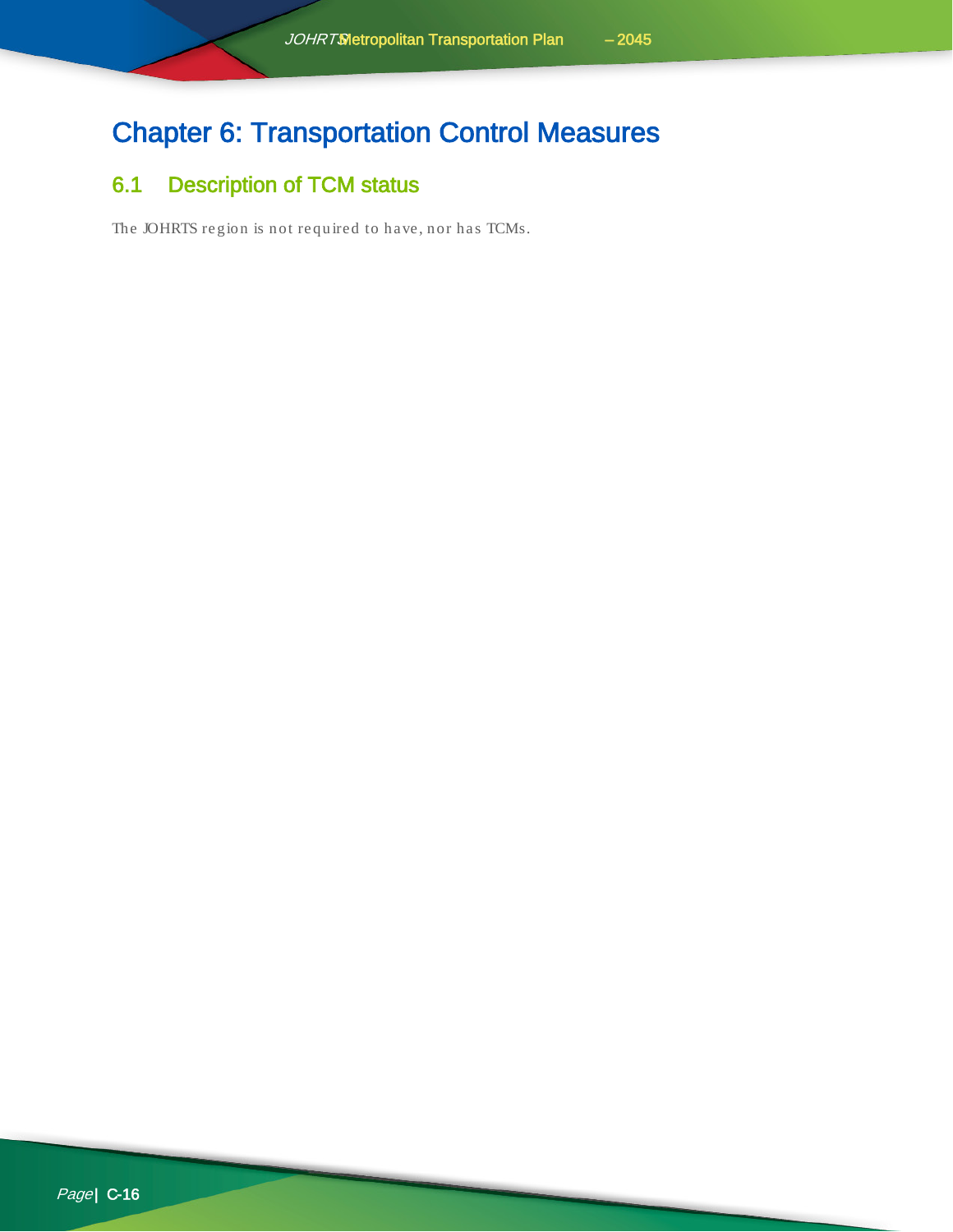# Chapter 6: Transportation Control Measures

## 6.1 Description of TCM status

The JOHRTS region is not required to have, nor has TCMs.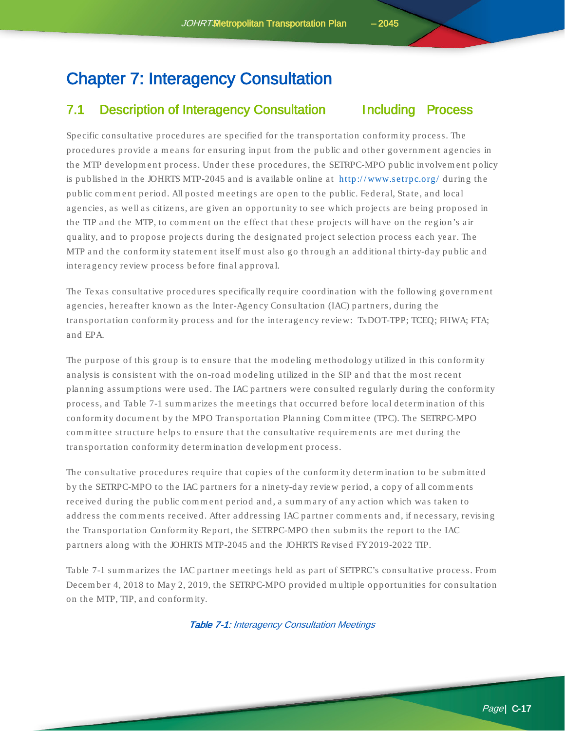# Chapter 7: Interagency Consultation

## 7.1 Description of Interagency Consultation Including Process

Specific consultative procedures are specified for the transportation conformity process. The procedures provide a means for ensuring input from the public and other government agencies in the MTP development process. Under these procedures, the SETRPC-MPO public involvement policy is published in the JOHRTS MTP-2045 and is available online at http://www.setrpc.org/ during the public comment period. All posted meetings are open to the public. Federal, State, and local agencies, as well as citizens, are given an opportunity to see which projects are being proposed in the TIP and the MTP, to comment on the effect that these projects will have on the region's air quality, and to propose projects during the designated project selection process each year. The MTP and the conformity statement itself must also go through an additional thirty-day public and interagency review process before final approval.

The Texas consultative procedures specifically require coordination with the following government agencies, hereafter known as the Inter-Agency Consultation (IAC) partners, during the transportation conformity process and for the interagency review: TxDOT-TPP; TCEQ; FHWA; FTA; and EPA.

The purpose of this group is to ensure that the modeling methodology utilized in this conformity analysis is consistent with the on-road modeling utilized in the SIP and that the most recent planning assumptions were used. The IAC partners were consulted regularly during the conformity process, and Table 7-1 summarizes the meetings that occurred before local determination of this conformity document by the MPO Transportation Planning Committee (TPC). The SETRPC-MPO committee structure helps to ensure that the consultative requirements are met during the transportation conformity determination development process.

The consultative procedures require that copies of the conformity determination to be submitted by the SETRPC-MPO to the IAC partners for a ninety-day review period, a copy of all comments received during the public comment period and, a summary of any action which was taken to address the comments received. After addressing IAC partner comments and, if necessary, revising the Transportation Conformity Report, the SETRPC-MPO then submits the report to the IAC partners along with the JOHRTS MTP-2045 and the JOHRTS Revised FY 2019-2022 TIP.

Table 7-1 summarizes the IAC partner meetings held as part of SETPRC's consultative process. From December 4, 2018 to May 2, 2019, the SETRPC-MPO provided multiple opportunities for consultation on the MTP, TIP, and conformity.

*Table 7-1: Interagency Consultation Meetings*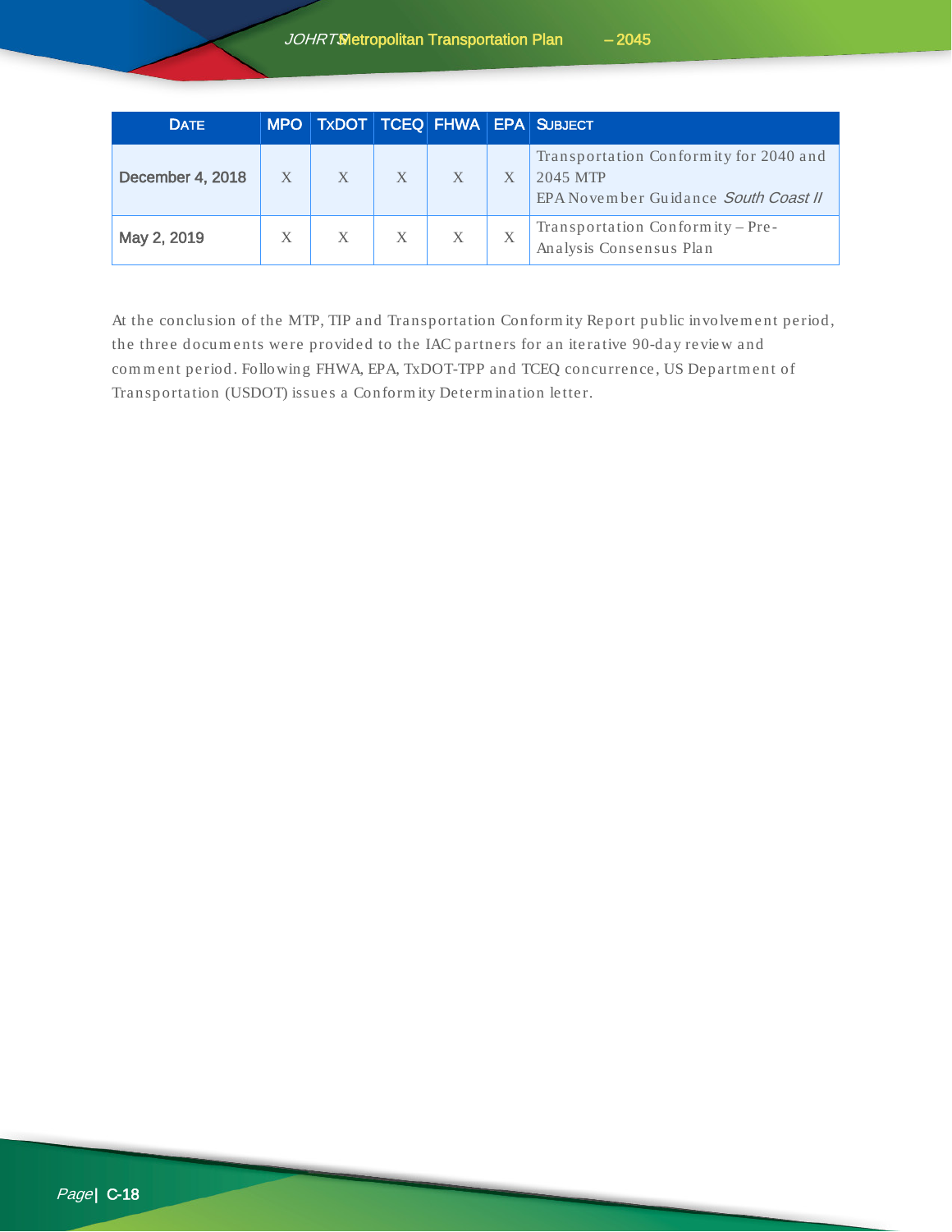| DATE | MPO | TXDOT | TCEQ | FHWA | EPA | SUBJECT |
|---|---|---|---|---|---|---|
| December 4, 2018 | X | X | X | X | X | Transportation Conformity for 2040 and 2045 MTP<br>EPA November Guidance *South Coast II* |
| May 2, 2019 | X | X | X | X | X | Transportation Conformity – Pre-Analysis Consensus Plan |

At the conclusion of the MTP, TIP and Transportation Conformity Report public involvement period, the three documents were provided to the IAC partners for an iterative 90-day review and comment period. Following FHWA, EPA, TxDOT-TPP and TCEQ concurrence, US Department of Transportation (USDOT) issues a Conformity Determination letter.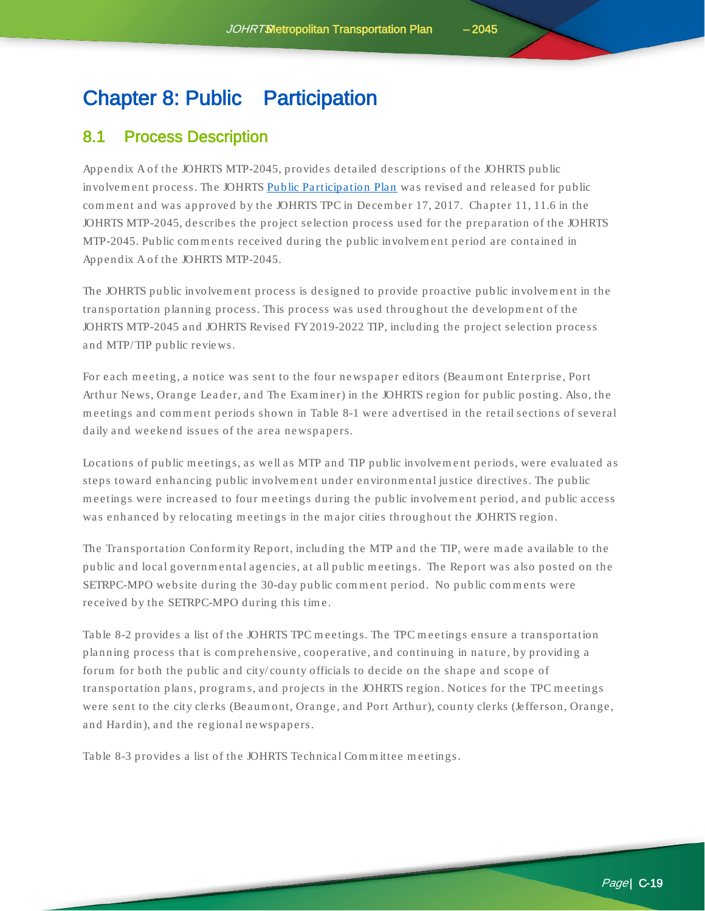# Chapter 8: Public Participation

## 8.1 Process Description

Appendix A of the JOHRTS MTP-2045, provides detailed descriptions of the JOHRTS public involvement process. The JOHRTS Public Participation Plan was revised and released for public comment and was approved by the JOHRTS TPC in December 17, 2017. Chapter 11, 11.6 in the JOHRTS MTP-2045, describes the project selection process used for the preparation of the JOHRTS MTP-2045. Public comments received during the public involvement period are contained in Appendix A of the JOHRTS MTP-2045.

The JOHRTS public involvement process is designed to provide proactive public involvement in the transportation planning process. This process was used throughout the development of the JOHRTS MTP-2045 and JOHRTS Revised FY 2019-2022 TIP, including the project selection process and MTP/TIP public reviews.

For each meeting, a notice was sent to the four newspaper editors (Beaumont Enterprise, Port Arthur News, Orange Leader, and The Examiner) in the JOHRTS region for public posting. Also, the meetings and comment periods shown in Table 8-1 were advertised in the retail sections of several daily and weekend issues of the area newspapers.

Locations of public meetings, as well as MTP and TIP public involvement periods, were evaluated as steps toward enhancing public involvement under environmental justice directives. The public meetings were increased to four meetings during the public involvement period, and public access was enhanced by relocating meetings in the major cities throughout the JOHRTS region.

The Transportation Conformity Report, including the MTP and the TIP, were made available to the public and local governmental agencies, at all public meetings. The Report was also posted on the SETRPC-MPO website during the 30-day public comment period. No public comments were received by the SETRPC-MPO during this time.

Table 8-2 provides a list of the JOHRTS TPC meetings. The TPC meetings ensure a transportation planning process that is comprehensive, cooperative, and continuing in nature, by providing a forum for both the public and city/county officials to decide on the shape and scope of transportation plans, programs, and projects in the JOHRTS region. Notices for the TPC meetings were sent to the city clerks (Beaumont, Orange, and Port Arthur), county clerks (Jefferson, Orange, and Hardin), and the regional newspapers.

Table 8-3 provides a list of the JOHRTS Technical Committee meetings.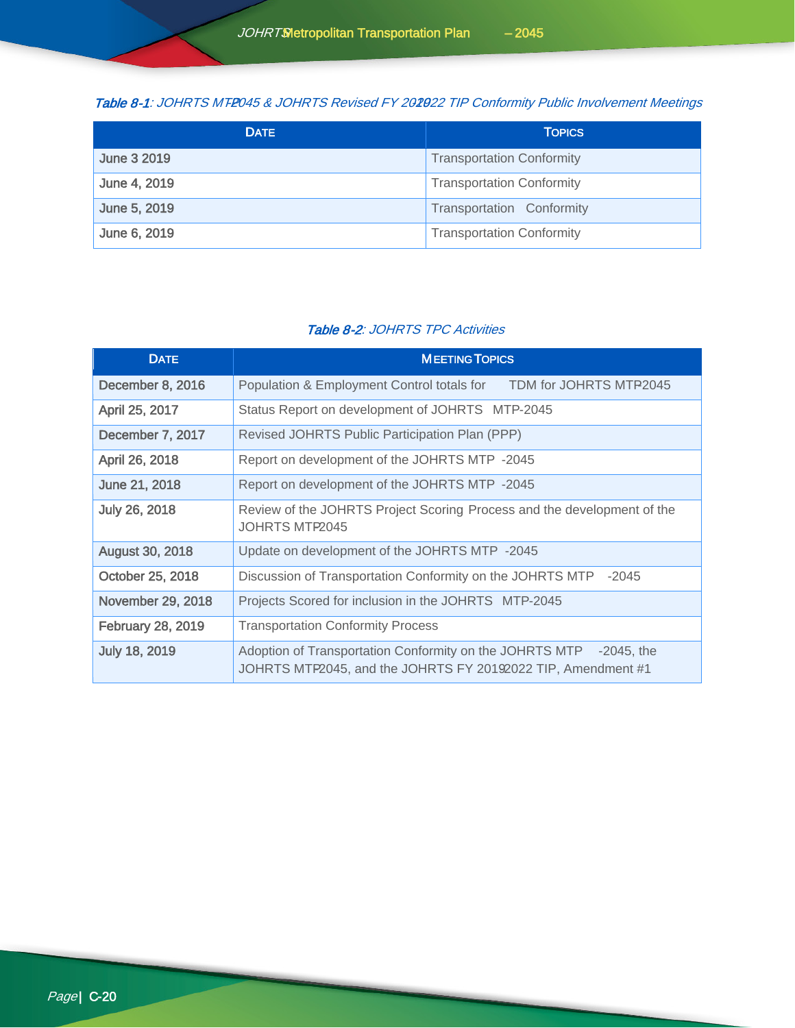*Table 8-1: JOHRTS MTP-2045 & JOHRTS Revised FY 2019-2022 TIP Conformity Public Involvement Meetings*

| DATE | TOPICS |
|---|---|
| June 3 2019 | Transportation Conformity |
| June 4, 2019 | Transportation Conformity |
| June 5, 2019 | Transportation Conformity |
| June 6, 2019 | Transportation Conformity |

*Table 8-2: JOHRTS TPC Activities*

| DATE | MEETING TOPICS |
|---|---|
| December 8, 2016 | Population & Employment Control totals for TDM for JOHRTS MTP-2045 |
| April 25, 2017 | Status Report on development of JOHRTS MTP-2045 |
| December 7, 2017 | Revised JOHRTS Public Participation Plan (PPP) |
| April 26, 2018 | Report on development of the JOHRTS MTP-2045 |
| June 21, 2018 | Report on development of the JOHRTS MTP-2045 |
| July 26, 2018 | Review of the JOHRTS Project Scoring Process and the development of the JOHRTS MTP-2045 |
| August 30, 2018 | Update on development of the JOHRTS MTP-2045 |
| October 25, 2018 | Discussion of Transportation Conformity on the JOHRTS MTP-2045 |
| November 29, 2018 | Projects Scored for inclusion in the JOHRTS MTP-2045 |
| February 28, 2019 | Transportation Conformity Process |
| July 18, 2019 | Adoption of Transportation Conformity on the JOHRTS MTP-2045, the JOHRTS MTP-2045, and the JOHRTS FY 2019-2022 TIP, Amendment #1 |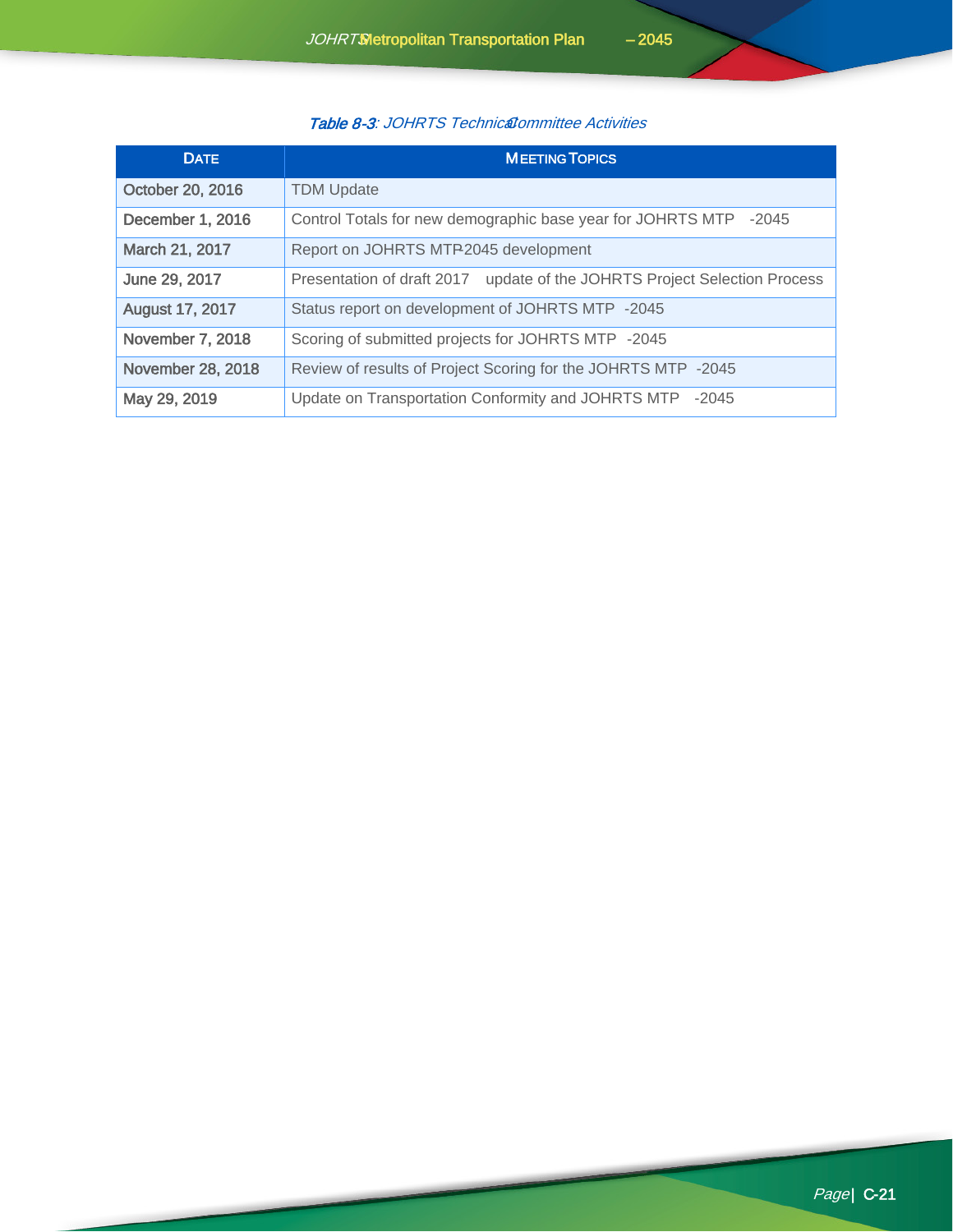*Table 8-3: JOHRTS Technical Committee Activities*

| DATE | MEETING TOPICS |
|---|---|
| October 20, 2016 | TDM Update |
| December 1, 2016 | Control Totals for new demographic base year for JOHRTS MTP -2045 |
| March 21, 2017 | Report on JOHRTS MTP-2045 development |
| June 29, 2017 | Presentation of draft 2017 update of the JOHRTS Project Selection Process |
| August 17, 2017 | Status report on development of JOHRTS MTP -2045 |
| November 7, 2018 | Scoring of submitted projects for JOHRTS MTP -2045 |
| November 28, 2018 | Review of results of Project Scoring for the JOHRTS MTP -2045 |
| May 29, 2019 | Update on Transportation Conformity and JOHRTS MTP -2045 |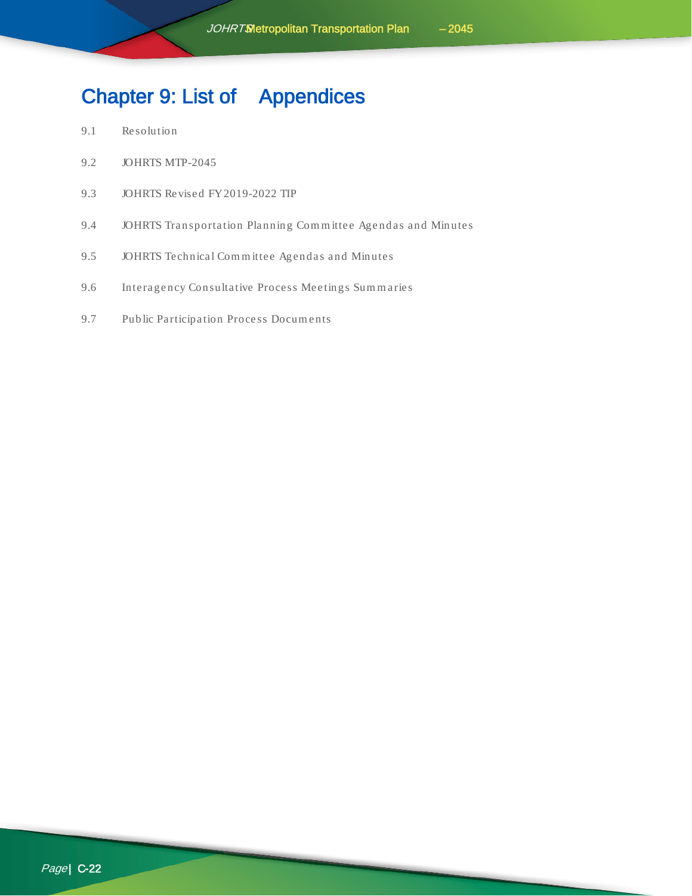# Chapter 9: List of Appendices

9.1 Resolution

9.2 JOHRTS MTP-2045

9.3 JOHRTS Revised FY2019-2022 TIP

9.4 JOHRTS Transportation Planning Committee Agendas and Minutes

9.5 JOHRTS Technical Committee Agendas and Minutes

9.6 Interagency Consultative Process Meetings Summaries

9.7 Public Participation Process Documents